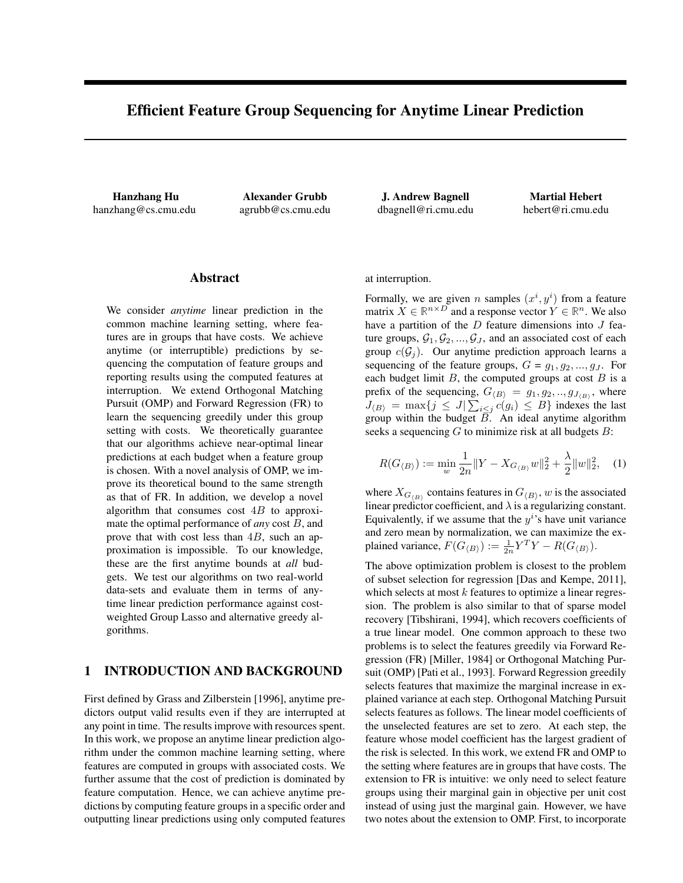# Efficient Feature Group Sequencing for Anytime Linear Prediction

**Hanzhang Hu**
hanzhang@cs.cmu.edu

**Alexander Grubb**
agrubb@cs.cmu.edu

**J. Andrew Bagnell**
dbagnell@ri.cmu.edu

**Martial Hebert**
hebert@ri.cmu.edu

## Abstract

We consider *anytime* linear prediction in the common machine learning setting, where features are in groups that have costs. We achieve anytime (or interruptible) predictions by sequencing the computation of feature groups and reporting results using the computed features at interruption. We extend Orthogonal Matching Pursuit (OMP) and Forward Regression (FR) to learn the sequencing greedily under this group setting with costs. We theoretically guarantee that our algorithms achieve near-optimal linear predictions at each budget when a feature group is chosen. With a novel analysis of OMP, we improve its theoretical bound to the same strength as that of FR. In addition, we develop a novel algorithm that consumes cost $4B$ to approximate the optimal performance of *any* cost $B$, and prove that with cost less than $4B$, such an approximation is impossible. To our knowledge, these are the first anytime bounds at *all* budgets. We test our algorithms on two real-world data-sets and evaluate them in terms of anytime linear prediction performance against cost-weighted Group Lasso and alternative greedy algorithms.

## 1 INTRODUCTION AND BACKGROUND

First defined by Grass and Zilberstein [1996], anytime predictors output valid results even if they are interrupted at any point in time. The results improve with resources spent. In this work, we propose an anytime linear prediction algorithm under the common machine learning setting, where features are computed in groups with associated costs. We further assume that the cost of prediction is dominated by feature computation. Hence, we can achieve anytime predictions by computing feature groups in a specific order and outputting linear predictions using only computed features at interruption.

Formally, we are given $n$ samples $(x^i, y^i)$ from a feature matrix $X \in \mathbb{R}^{n \times D}$ and a response vector $Y \in \mathbb{R}^n$. We also have a partition of the $D$ feature dimensions into $J$ feature groups, $\mathcal{G}_1, \mathcal{G}_2, ..., \mathcal{G}_J$, and an associated cost of each group $c(\mathcal{G}_j)$. Our anytime prediction approach learns a sequencing of the feature groups, $G = g_1, g_2, ..., g_J$. For each budget limit $B$, the computed groups at cost $B$ is a prefix of the sequencing, $G_{\langle B \rangle} = g_1, g_2, .., g_{J_{\langle B \rangle}}$, where $J_{\langle B \rangle} = \max\{j \leq J | \sum_{i \leq j} c(g_i) \leq B\}$ indexes the last group within the budget $B$. An ideal anytime algorithm seeks a sequencing $G$ to minimize risk at all budgets $B$:

$$R(G_{\langle B \rangle}) := \min_w \frac{1}{2n} \|Y - X_{G_{\langle B \rangle}} w\|_2^2 + \frac{\lambda}{2} \|w\|_2^2, \quad (1)$$

where $X_{G_{\langle B \rangle}}$ contains features in $G_{\langle B \rangle}$, $w$ is the associated linear predictor coefficient, and $\lambda$ is a regularizing constant. Equivalently, if we assume that the $y^i$'s have unit variance and zero mean by normalization, we can maximize the explained variance, $F(G_{\langle B \rangle}) := \frac{1}{2n} Y^T Y - R(G_{\langle B \rangle})$.

The above optimization problem is closest to the problem of subset selection for regression [Das and Kempe, 2011], which selects at most $k$ features to optimize a linear regression. The problem is also similar to that of sparse model recovery [Tibshirani, 1994], which recovers coefficients of a true linear model. One common approach to these two problems is to select the features greedily via Forward Regression (FR) [Miller, 1984] or Orthogonal Matching Pursuit (OMP) [Pati et al., 1993]. Forward Regression greedily selects features that maximize the marginal increase in explained variance at each step. Orthogonal Matching Pursuit selects features as follows. The linear model coefficients of the unselected features are set to zero. At each step, the feature whose model coefficient has the largest gradient of the risk is selected. In this work, we extend FR and OMP to the setting where features are in groups that have costs. The extension to FR is intuitive: we only need to select feature groups using their marginal gain in objective per unit cost instead of using just the marginal gain. However, we have two notes about the extension to OMP. First, to incorporate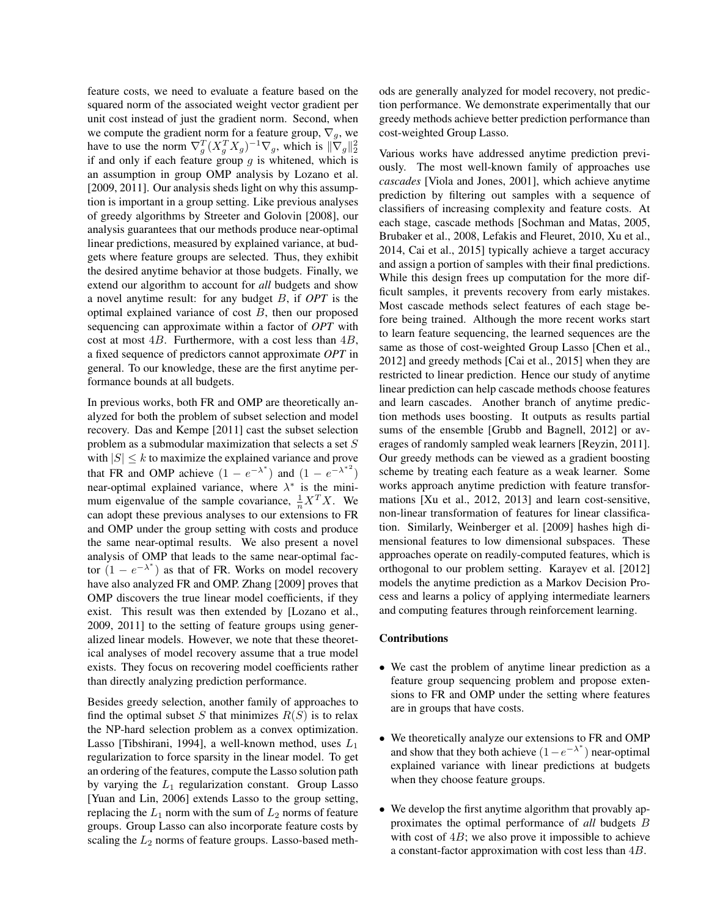feature costs, we need to evaluate a feature based on the squared norm of the associated weight vector gradient per unit cost instead of just the gradient norm. Second, when we compute the gradient norm for a feature group, $\nabla_g$, we have to use the norm $\nabla_g^T (X_g^T X_g)^{-1} \nabla_g$, which is $\|\nabla_g\|_2^2$ if and only if each feature group $g$ is whitened, which is an assumption in group OMP analysis by Lozano et al. [2009, 2011]. Our analysis sheds light on why this assumption is important in a group setting. Like previous analyses of greedy algorithms by Streeter and Golovin [2008], our analysis guarantees that our methods produce near-optimal linear predictions, measured by explained variance, at budgets where feature groups are selected. Thus, they exhibit the desired anytime behavior at those budgets. Finally, we extend our algorithm to account for *all* budgets and show a novel anytime result: for any budget $B$, if *OPT* is the optimal explained variance of cost $B$, then our proposed sequencing can approximate within a factor of *OPT* with cost at most $4B$. Furthermore, with a cost less than $4B$, a fixed sequence of predictors cannot approximate *OPT* in general. To our knowledge, these are the first anytime performance bounds at all budgets.

In previous works, both FR and OMP are theoretically analyzed for both the problem of subset selection and model recovery. Das and Kempe [2011] cast the subset selection problem as a submodular maximization that selects a set $S$ with $|S| \leq k$ to maximize the explained variance and prove that FR and OMP achieve $(1 - e^{-\lambda^*})$ and $(1 - e^{-\lambda^{*2}})$ near-optimal explained variance, where $\lambda^*$ is the minimum eigenvalue of the sample covariance, $\frac{1}{n} X^T X$. We can adopt these previous analyses to our extensions to FR and OMP under the group setting with costs and produce the same near-optimal results. We also present a novel analysis of OMP that leads to the same near-optimal factor $(1 - e^{-\lambda^*})$ as that of FR. Works on model recovery have also analyzed FR and OMP. Zhang [2009] proves that OMP discovers the true linear model coefficients, if they exist. This result was then extended by [Lozano et al., 2009, 2011] to the setting of feature groups using generalized linear models. However, we note that these theoretical analyses of model recovery assume that a true model exists. They focus on recovering model coefficients rather than directly analyzing prediction performance.

Besides greedy selection, another family of approaches to find the optimal subset $S$ that minimizes $R(S)$ is to relax the NP-hard selection problem as a convex optimization. Lasso [Tibshirani, 1994], a well-known method, uses $L_1$ regularization to force sparsity in the linear model. To get an ordering of the features, compute the Lasso solution path by varying the $L_1$ regularization constant. Group Lasso [Yuan and Lin, 2006] extends Lasso to the group setting, replacing the $L_1$ norm with the sum of $L_2$ norms of feature groups. Group Lasso can also incorporate feature costs by scaling the $L_2$ norms of feature groups. Lasso-based methods are generally analyzed for model recovery, not prediction performance. We demonstrate experimentally that our greedy methods achieve better prediction performance than cost-weighted Group Lasso.

Various works have addressed anytime prediction previously. The most well-known family of approaches use *cascades* [Viola and Jones, 2001], which achieve anytime prediction by filtering out samples with a sequence of classifiers of increasing complexity and feature costs. At each stage, cascade methods [Sochman and Matas, 2005, Brubaker et al., 2008, Lefakis and Fleuret, 2010, Xu et al., 2014, Cai et al., 2015] typically achieve a target accuracy and assign a portion of samples with their final predictions. While this design frees up computation for the more difficult samples, it prevents recovery from early mistakes. Most cascade methods select features of each stage before being trained. Although the more recent works start to learn feature sequencing, the learned sequences are the same as those of cost-weighted Group Lasso [Chen et al., 2012] and greedy methods [Cai et al., 2015] when they are restricted to linear prediction. Hence our study of anytime linear prediction can help cascade methods choose features and learn cascades. Another branch of anytime prediction methods uses boosting. It outputs as results partial sums of the ensemble [Grubb and Bagnell, 2012] or averages of randomly sampled weak learners [Reyzin, 2011]. Our greedy methods can be viewed as a gradient boosting scheme by treating each feature as a weak learner. Some works approach anytime prediction with feature transformations [Xu et al., 2012, 2013] and learn cost-sensitive, non-linear transformation of features for linear classification. Similarly, Weinberger et al. [2009] hashes high dimensional features to low dimensional subspaces. These approaches operate on readily-computed features, which is orthogonal to our problem setting. Karayev et al. [2012] models the anytime prediction as a Markov Decision Process and learns a policy of applying intermediate learners and computing features through reinforcement learning.

### Contributions

- We cast the problem of anytime linear prediction as a feature group sequencing problem and propose extensions to FR and OMP under the setting where features are in groups that have costs.
- We theoretically analyze our extensions to FR and OMP and show that they both achieve $(1 - e^{-\lambda^*})$ near-optimal explained variance with linear predictions at budgets when they choose feature groups.
- We develop the first anytime algorithm that provably approximates the optimal performance of *all* budgets $B$ with cost of $4B$; we also prove it impossible to achieve a constant-factor approximation with cost less than $4B$.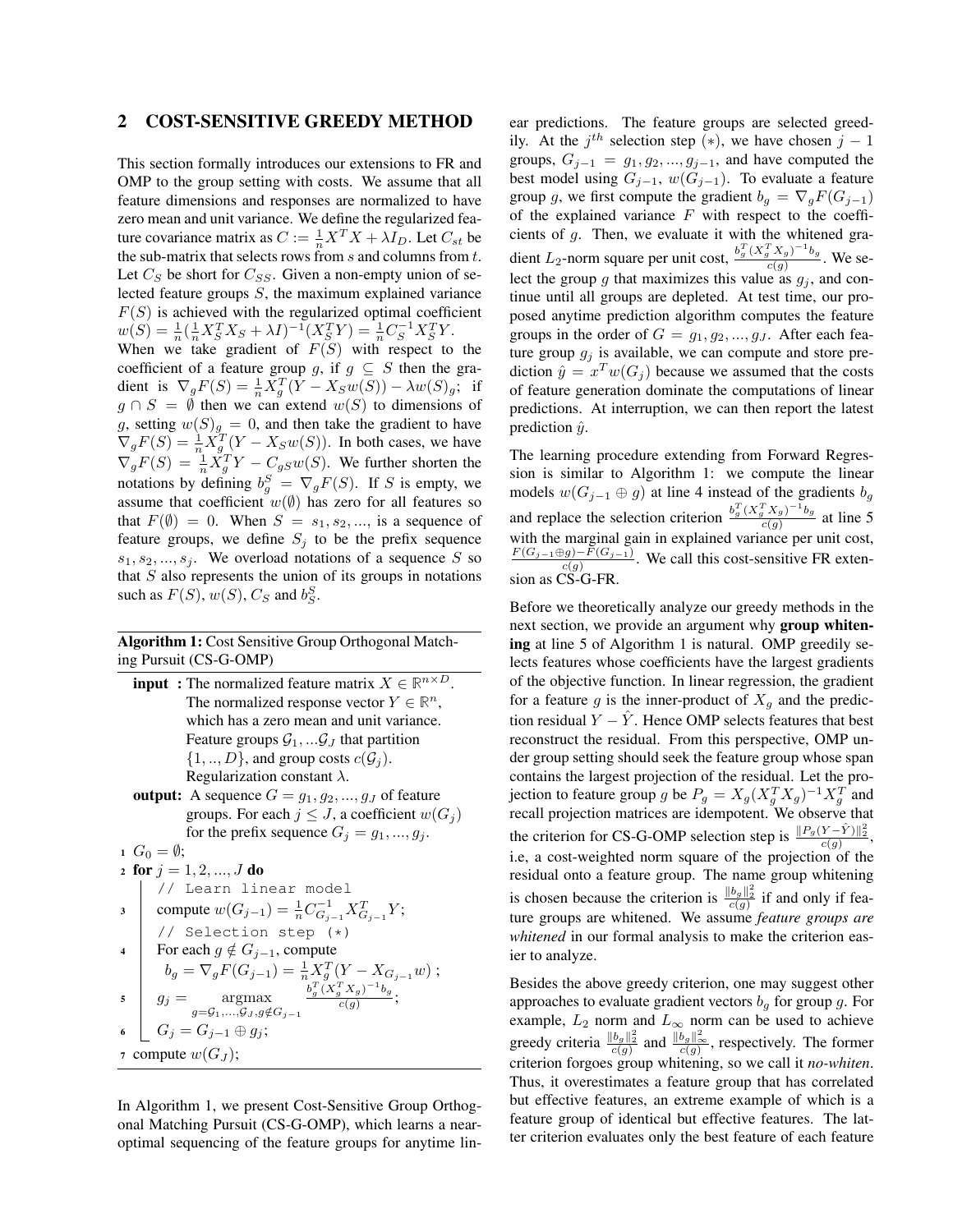## 2 COST-SENSITIVE GREEDY METHOD

This section formally introduces our extensions to FR and OMP to the group setting with costs. We assume that all feature dimensions and responses are normalized to have zero mean and unit variance. We define the regularized feature covariance matrix as $C := \frac{1}{n}X^TX + \lambda I_D$. Let $C_{st}$ be the sub-matrix that selects rows from $s$ and columns from $t$. Let $C_S$ be short for $C_{SS}$. Given a non-empty union of selected feature groups $S$, the maximum explained variance $F(S)$ is achieved with the regularized optimal coefficient $w(S) = \frac{1}{n}(\frac{1}{n}X_S^TX_S + \lambda I)^{-1}(X_S^TY) = \frac{1}{n}C_S^{-1}X_S^TY$. When we take gradient of $F(S)$ with respect to the coefficient of a feature group $g$, if $g \subseteq S$ then the gradient is $\nabla_g F(S) = \frac{1}{n}X_g^T(Y - X_S w(S)) - \lambda w(S)_g$; if $g \cap S = \emptyset$ then we can extend $w(S)$ to dimensions of $g$, setting $w(S)_g = 0$, and then take the gradient to have $\nabla_g F(S) = \frac{1}{n}X_g^T(Y - X_S w(S))$. In both cases, we have $\nabla_g F(S) = \frac{1}{n}X_g^TY - C_{gS}w(S)$. We further shorten the notations by defining $b_g^S = \nabla_g F(S)$. If $S$ is empty, we assume that coefficient $w(\emptyset)$ has zero for all features so that $F(\emptyset) = 0$. When $S = s_1, s_2, ...,$ is a sequence of feature groups, we define $S_j$ to be the prefix sequence $s_1, s_2, ..., s_j$. We overload notations of a sequence $S$ so that $S$ also represents the union of its groups in notations such as $F(S)$, $w(S)$, $C_S$ and $b_S^S$.

**Algorithm 1:** Cost Sensitive Group Orthogonal Matching Pursuit (CS-G-OMP)

**input :** The normalized feature matrix $X \in \mathbb{R}^{n \times D}$. The normalized response vector $Y \in \mathbb{R}^n$, which has a zero mean and unit variance. Feature groups $\mathcal{G}_1, ...\mathcal{G}_J$ that partition $\{1, .., D\}$, and group costs $c(\mathcal{G}_j)$. Regularization constant $\lambda$.

**output:** A sequence $G = g_1, g_2, ..., g_J$ of feature groups. For each $j \leq J$, a coefficient $w(G_j)$ for the prefix sequence $G_j = g_1, ..., g_j$.

```
1  G_0 = ∅;
2  for j = 1, 2, ..., J do
       // Learn linear model
3      compute w(G_{j-1}) = (1/n) C_{G_{j-1}}^{-1} X_{G_{j-1}}^T Y;
       // Selection step (*)
4      For each g ∉ G_{j-1}, compute
           b_g = ∇_g F(G_{j-1}) = (1/n) X_g^T (Y − X_{G_{j-1}} w);
5      g_j = argmax_{g=𝒢_1,...,𝒢_J, g∉G_{j-1}}  b_g^T (X_g^T X_g)^{-1} b_g / c(g);
6      G_j = G_{j-1} ⊕ g_j;
7  compute w(G_J);
```

In Algorithm 1, we present Cost-Sensitive Group Orthogonal Matching Pursuit (CS-G-OMP), which learns a near-optimal sequencing of the feature groups for anytime linear predictions. The feature groups are selected greedily. At the $j^{th}$ selection step $(*)$, we have chosen $j-1$ groups, $G_{j-1} = g_1, g_2, ..., g_{j-1}$, and have computed the best model using $G_{j-1}$, $w(G_{j-1})$. To evaluate a feature group $g$, we first compute the gradient $b_g = \nabla_g F(G_{j-1})$ of the explained variance $F$ with respect to the coefficients of $g$. Then, we evaluate it with the whitened gradient $L_2$-norm square per unit cost, $\frac{b_g^T(X_g^TX_g)^{-1}b_g}{c(g)}$. We select the group $g$ that maximizes this value as $g_j$, and continue until all groups are depleted. At test time, our proposed anytime prediction algorithm computes the feature groups in the order of $G = g_1, g_2, ..., g_J$. After each feature group $g_j$ is available, we can compute and store prediction $\hat{y} = x^T w(G_j)$ because we assumed that the costs of feature generation dominate the computations of linear predictions. At interruption, we can then report the latest prediction $\hat{y}$.

The learning procedure extending from Forward Regression is similar to Algorithm 1: we compute the linear models $w(G_{j-1} \oplus g)$ at line 4 instead of the gradients $b_g$ and replace the selection criterion $\frac{b_g^T(X_g^TX_g)^{-1}b_g}{c(g)}$ at line 5 with the marginal gain in explained variance per unit cost, $\frac{F(G_{j-1} \oplus g) - F(G_{j-1})}{c(g)}$. We call this cost-sensitive FR extension as CS-G-FR.

Before we theoretically analyze our greedy methods in the next section, we provide an argument why **group whitening** at line 5 of Algorithm 1 is natural. OMP greedily selects features whose coefficients have the largest gradients of the objective function. In linear regression, the gradient for a feature $g$ is the inner-product of $X_g$ and the prediction residual $Y - \hat{Y}$. Hence OMP selects features that best reconstruct the residual. From this perspective, OMP under group setting should seek the feature group whose span contains the largest projection of the residual. Let the projection to feature group $g$ be $P_g = X_g(X_g^TX_g)^{-1}X_g^T$ and recall projection matrices are idempotent. We observe that the criterion for CS-G-OMP selection step is $\frac{\|P_g(Y-\hat{Y})\|_2^2}{c(g)}$, i.e, a cost-weighted norm square of the projection of the residual onto a feature group. The name group whitening is chosen because the criterion is $\frac{\|b_g\|_2^2}{c(g)}$ if and only if feature groups are whitened. We assume *feature groups are whitened* in our formal analysis to make the criterion easier to analyze.

Besides the above greedy criterion, one may suggest other approaches to evaluate gradient vectors $b_g$ for group $g$. For example, $L_2$ norm and $L_\infty$ norm can be used to achieve greedy criteria $\frac{\|b_g\|_2^2}{c(g)}$ and $\frac{\|b_g\|_\infty^2}{c(g)}$, respectively. The former criterion forgoes group whitening, so we call it *no-whiten*. Thus, it overestimates a feature group that has correlated but effective features, an extreme example of which is a feature group of identical but effective features. The latter criterion evaluates only the best feature of each feature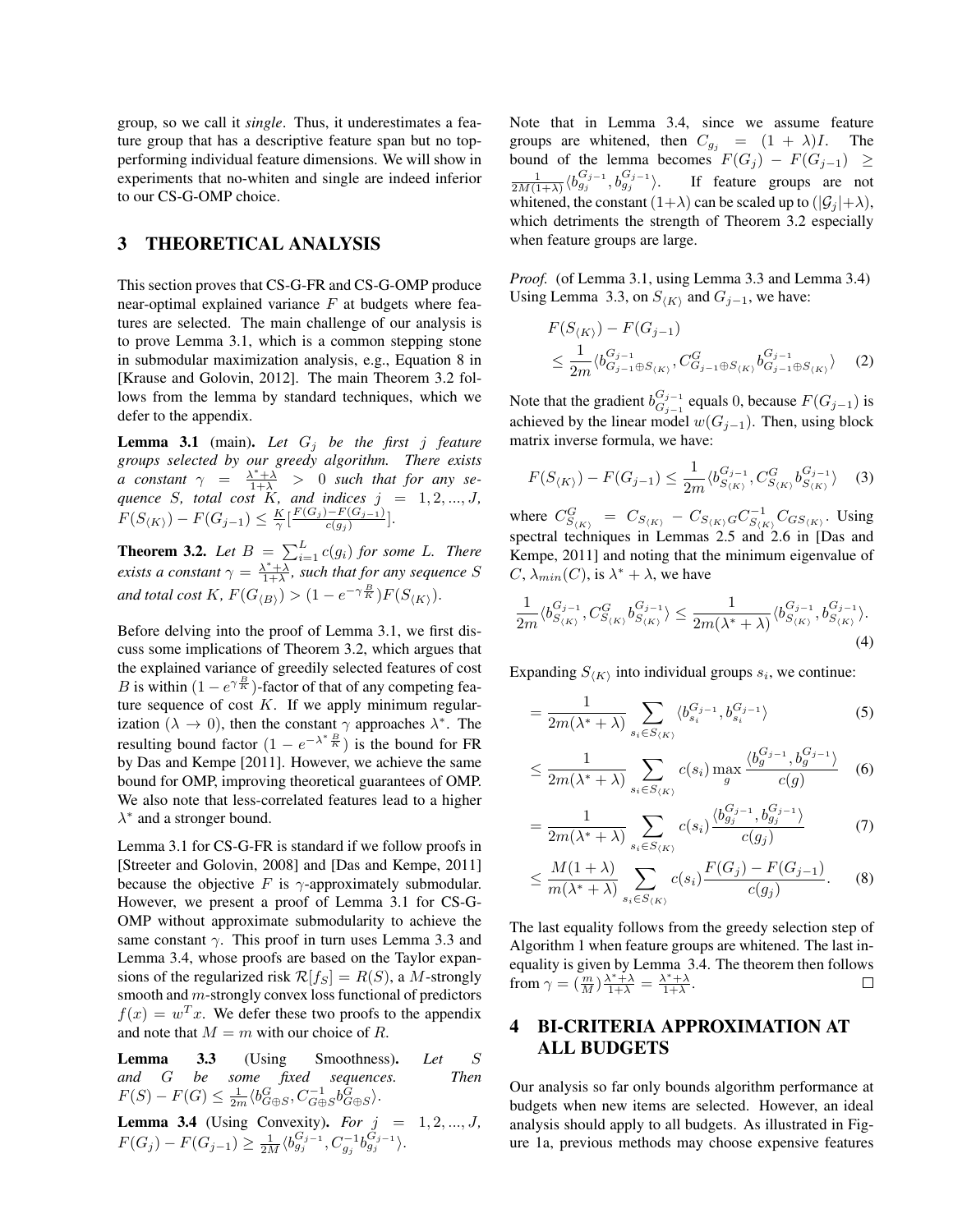group, so we call it *single*. Thus, it underestimates a feature group that has a descriptive feature span but no top-performing individual feature dimensions. We will show in experiments that no-whiten and single are indeed inferior to our CS-G-OMP choice.

## 3 THEORETICAL ANALYSIS

This section proves that CS-G-FR and CS-G-OMP produce near-optimal explained variance $F$ at budgets where features are selected. The main challenge of our analysis is to prove Lemma 3.1, which is a common stepping stone in submodular maximization analysis, e.g., Equation 8 in [Krause and Golovin, 2012]. The main Theorem 3.2 follows from the lemma by standard techniques, which we defer to the appendix.

**Lemma 3.1** (main). *Let $G_j$ be the first $j$ feature groups selected by our greedy algorithm. There exists a constant $\gamma = \frac{\lambda^* + \lambda}{1+\lambda} > 0$ such that for any sequence $S$, total cost $K$, and indices $j = 1, 2, ..., J$, $F(S_{\langle K \rangle}) - F(G_{j-1}) \leq \frac{K}{\gamma}[\frac{F(G_j) - F(G_{j-1})}{c(g_j)}]$.*

**Theorem 3.2.** *Let $B = \sum_{i=1}^{L} c(g_i)$ for some $L$. There exists a constant $\gamma = \frac{\lambda^* + \lambda}{1+\lambda}$, such that for any sequence $S$ and total cost $K$, $F(G_{\langle B \rangle}) > (1 - e^{-\gamma \frac{B}{K}})F(S_{\langle K \rangle})$.*

Before delving into the proof of Lemma 3.1, we first discuss some implications of Theorem 3.2, which argues that the explained variance of greedily selected features of cost $B$ is within $(1 - e^{\gamma \frac{B}{K}})$-factor of that of any competing feature sequence of cost $K$. If we apply minimum regularization ($\lambda \to 0$), then the constant $\gamma$ approaches $\lambda^*$. The resulting bound factor $(1 - e^{-\lambda^* \frac{B}{K}})$ is the bound for FR by Das and Kempe [2011]. However, we achieve the same bound for OMP, improving theoretical guarantees of OMP. We also note that less-correlated features lead to a higher $\lambda^*$ and a stronger bound.

Lemma 3.1 for CS-G-FR is standard if we follow proofs in [Streeter and Golovin, 2008] and [Das and Kempe, 2011] because the objective $F$ is $\gamma$-approximately submodular. However, we present a proof of Lemma 3.1 for CS-G-OMP without approximate submodularity to achieve the same constant $\gamma$. This proof in turn uses Lemma 3.3 and Lemma 3.4, whose proofs are based on the Taylor expansions of the regularized risk $\mathcal{R}[f_S] = R(S)$, a $M$-strongly smooth and $m$-strongly convex loss functional of predictors $f(x) = w^T x$. We defer these two proofs to the appendix and note that $M = m$ with our choice of $R$.

**Lemma 3.3** (Using Smoothness). *Let $S$ and $G$ be some fixed sequences. Then $F(S) - F(G) \leq \frac{1}{2m}\langle b^G_{G \oplus S}, C^{-1}_{G \oplus S} b^G_{G \oplus S}\rangle$.*

**Lemma 3.4** (Using Convexity). *For $j = 1, 2, ..., J$, $F(G_j) - F(G_{j-1}) \geq \frac{1}{2M}\langle b^{G_{j-1}}_{g_j}, C^{-1}_{g_j} b^{G_{j-1}}_{g_j}\rangle$.*

Note that in Lemma 3.4, since we assume feature groups are whitened, then $C_{g_j} = (1+\lambda)I$. The bound of the lemma becomes $F(G_j) - F(G_{j-1}) \geq \frac{1}{2M(1+\lambda)}\langle b^{G_{j-1}}_{g_j}, b^{G_{j-1}}_{g_j}\rangle$. If feature groups are not whitened, the constant $(1+\lambda)$ can be scaled up to $(|\mathcal{G}_j| + \lambda)$, which detriments the strength of Theorem 3.2 especially when feature groups are large.

*Proof.* (of Lemma 3.1, using Lemma 3.3 and Lemma 3.4) Using Lemma 3.3, on $S_{\langle K \rangle}$ and $G_{j-1}$, we have:

$$F(S_{\langle K \rangle}) - F(G_{j-1}) \leq \frac{1}{2m}\langle b^{G_{j-1}}_{G_{j-1} \oplus S_{\langle K \rangle}}, C^G_{G_{j-1} \oplus S_{\langle K \rangle}} b^{G_{j-1}}_{G_{j-1} \oplus S_{\langle K \rangle}}\rangle \quad (2)$$

Note that the gradient $b^{G_{j-1}}_{G_{j-1}}$ equals 0, because $F(G_{j-1})$ is achieved by the linear model $w(G_{j-1})$. Then, using block matrix inverse formula, we have:

$$F(S_{\langle K \rangle}) - F(G_{j-1}) \leq \frac{1}{2m}\langle b^{G_{j-1}}_{S_{\langle K \rangle}}, C^G_{S_{\langle K \rangle}} b^{G_{j-1}}_{S_{\langle K \rangle}}\rangle \quad (3)$$

where $C^G_{S_{\langle K \rangle}} = C_{S_{\langle K \rangle}} - C_{S_{\langle K \rangle} G} C^{-1}_{S_{\langle K \rangle}} C_{G S_{\langle K \rangle}}$. Using spectral techniques in Lemmas 2.5 and 2.6 in [Das and Kempe, 2011] and noting that the minimum eigenvalue of $C$, $\lambda_{min}(C)$, is $\lambda^* + \lambda$, we have

$$\frac{1}{2m}\langle b^{G_{j-1}}_{S_{\langle K \rangle}}, C^G_{S_{\langle K \rangle}} b^{G_{j-1}}_{S_{\langle K \rangle}}\rangle \leq \frac{1}{2m(\lambda^* + \lambda)}\langle b^{G_{j-1}}_{S_{\langle K \rangle}}, b^{G_{j-1}}_{S_{\langle K \rangle}}\rangle. \quad (4)$$

Expanding $S_{\langle K \rangle}$ into individual groups $s_i$, we continue:

$$= \frac{1}{2m(\lambda^* + \lambda)} \sum_{s_i \in S_{\langle K \rangle}} \langle b^{G_{j-1}}_{s_i}, b^{G_{j-1}}_{s_i}\rangle \quad (5)$$

$$\leq \frac{1}{2m(\lambda^* + \lambda)} \sum_{s_i \in S_{\langle K \rangle}} c(s_i) \max_g \frac{\langle b^{G_{j-1}}_{g}, b^{G_{j-1}}_{g}\rangle}{c(g)} \quad (6)$$

$$= \frac{1}{2m(\lambda^* + \lambda)} \sum_{s_i \in S_{\langle K \rangle}} c(s_i) \frac{\langle b^{G_{j-1}}_{g_j}, b^{G_{j-1}}_{g_j}\rangle}{c(g_j)} \quad (7)$$

$$\leq \frac{M(1+\lambda)}{m(\lambda^* + \lambda)} \sum_{s_i \in S_{\langle K \rangle}} c(s_i) \frac{F(G_j) - F(G_{j-1})}{c(g_j)}. \quad (8)$$

The last equality follows from the greedy selection step of Algorithm 1 when feature groups are whitened. The last inequality is given by Lemma 3.4. The theorem then follows from $\gamma = (\frac{m}{M})\frac{\lambda^* + \lambda}{1+\lambda} = \frac{\lambda^* + \lambda}{1+\lambda}$. $\square$

## 4 BI-CRITERIA APPROXIMATION AT ALL BUDGETS

Our analysis so far only bounds algorithm performance at budgets when new items are selected. However, an ideal analysis should apply to all budgets. As illustrated in Figure 1a, previous methods may choose expensive features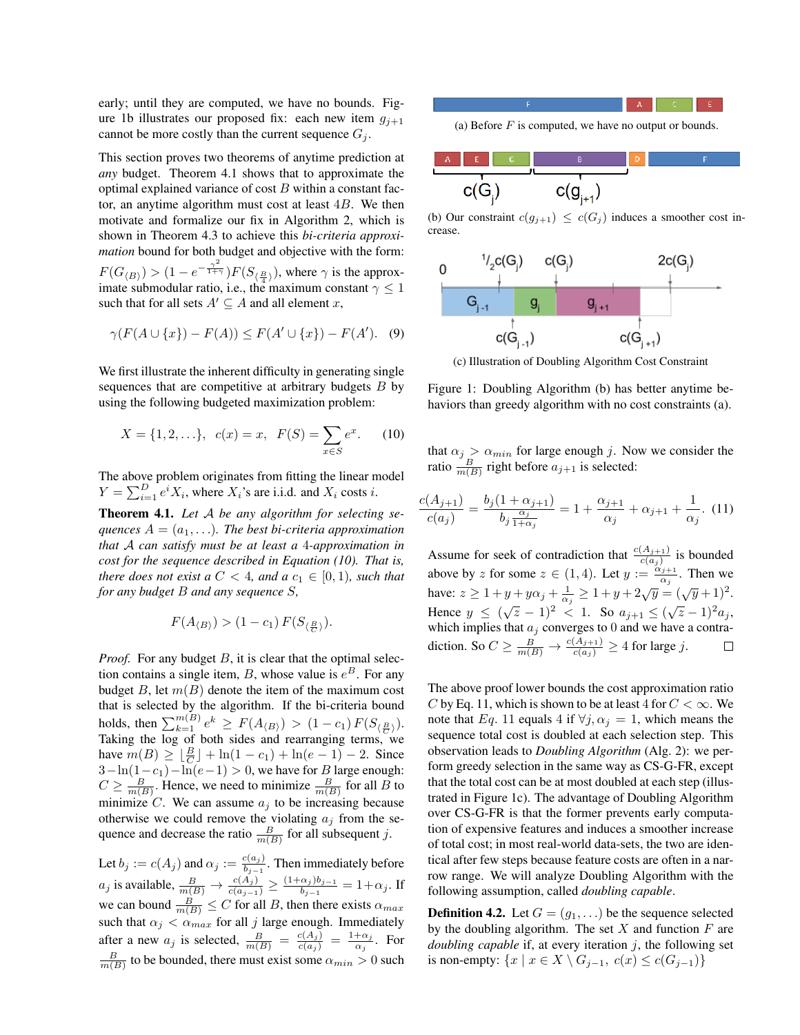early; until they are computed, we have no bounds. Figure 1b illustrates our proposed fix: each new item $g_{j+1}$ cannot be more costly than the current sequence $G_j$.

This section proves two theorems of anytime prediction at *any* budget. Theorem 4.1 shows that to approximate the optimal explained variance of cost $B$ within a constant factor, an anytime algorithm must cost at least $4B$. We then motivate and formalize our fix in Algorithm 2, which is shown in Theorem 4.3 to achieve this *bi-criteria approximation* bound for both budget and objective with the form: $F(G_{\langle B \rangle}) > (1 - e^{-\frac{\gamma^2}{1+\gamma}})F(S_{\langle \frac{B}{4} \rangle})$, where $\gamma$ is the approximate submodular ratio, i.e., the maximum constant $\gamma \leq 1$ such that for all sets $A' \subseteq A$ and all element $x$,

$$\gamma(F(A \cup \{x\}) - F(A)) \leq F(A' \cup \{x\}) - F(A'). \quad (9)$$

We first illustrate the inherent difficulty in generating single sequences that are competitive at arbitrary budgets $B$ by using the following budgeted maximization problem:

$$X = \{1, 2, \ldots\}, \quad c(x) = x, \quad F(S) = \sum_{x \in S} e^x. \quad (10)$$

The above problem originates from fitting the linear model $Y = \sum_{i=1}^{D} e^i X_i$, where $X_i$'s are i.i.d. and $X_i$ costs $i$.

**Theorem 4.1.** *Let $\mathcal{A}$ be any algorithm for selecting sequences $A = (a_1, \ldots)$. The best bi-criteria approximation that $\mathcal{A}$ can satisfy must be at least a 4-approximation in cost for the sequence described in Equation (10). That is, there does not exist a $C < 4$, and a $c_1 \in [0, 1)$, such that for any budget $B$ and any sequence $S$,*

$$F(A_{\langle B \rangle}) > (1 - c_1)\, F(S_{\langle \frac{B}{C} \rangle}).$$

*Proof.* For any budget $B$, it is clear that the optimal selection contains a single item, $B$, whose value is $e^B$. For any budget $B$, let $m(B)$ denote the item of the maximum cost that is selected by the algorithm. If the bi-criteria bound holds, then $\sum_{k=1}^{m(B)} e^k \geq F(A_{\langle B \rangle}) > (1 - c_1)\, F(S_{\langle \frac{B}{C} \rangle})$. Taking the log of both sides and rearranging terms, we have $m(B) \geq \lfloor \frac{B}{C} \rfloor + \ln(1 - c_1) + \ln(e - 1) - 2$. Since $3 - \ln(1 - c_1) - \ln(e - 1) > 0$, we have for $B$ large enough: $C \geq \frac{B}{m(B)}$. Hence, we need to minimize $\frac{B}{m(B)}$ for all $B$ to minimize $C$. We can assume $a_j$ to be increasing because otherwise we could remove the violating $a_j$ from the sequence and decrease the ratio $\frac{B}{m(B)}$ for all subsequent $j$.

Let $b_j := c(A_j)$ and $\alpha_j := \frac{c(a_j)}{b_{j-1}}$. Then immediately before $a_j$ is available, $\frac{B}{m(B)} \to \frac{c(A_j)}{c(a_{j-1})} \geq \frac{(1+\alpha_j)b_{j-1}}{b_{j-1}} = 1 + \alpha_j$. If we can bound $\frac{B}{m(B)} \leq C$ for all $B$, then there exists $\alpha_{max}$ such that $\alpha_j < \alpha_{max}$ for all $j$ large enough. Immediately after a new $a_j$ is selected, $\frac{B}{m(B)} = \frac{c(A_j)}{c(a_j)} = \frac{1+\alpha_j}{\alpha_j}$. For $\frac{B}{m(B)}$ to be bounded, there must exist some $\alpha_{min} > 0$ such that $\alpha_j > \alpha_{min}$ for large enough $j$. Now we consider the ratio $\frac{B}{m(B)}$ right before $a_{j+1}$ is selected:

$$\frac{c(A_{j+1})}{c(a_j)} = \frac{b_j(1 + \alpha_{j+1})}{b_j \frac{\alpha_j}{1+\alpha_j}} = 1 + \frac{\alpha_{j+1}}{\alpha_j} + \alpha_{j+1} + \frac{1}{\alpha_j}. \quad (11)$$

Assume for seek of contradiction that $\frac{c(A_{j+1})}{c(a_j)}$ is bounded above by $z$ for some $z \in (1, 4)$. Let $y := \frac{\alpha_{j+1}}{\alpha_j}$. Then we have: $z \geq 1 + y + y\alpha_j + \frac{1}{\alpha_j} \geq 1 + y + 2\sqrt{y} = (\sqrt{y} + 1)^2$. Hence $y \leq (\sqrt{z} - 1)^2 < 1$. So $a_{j+1} \leq (\sqrt{z} - 1)^2 a_j$, which implies that $a_j$ converges to 0 and we have a contradiction. So $C \geq \frac{B}{m(B)} \to \frac{c(A_{j+1})}{c(a_j)} \geq 4$ for large $j$. $\square$

The above proof lower bounds the cost approximation ratio $C$ by Eq. 11, which is shown to be at least 4 for $C < \infty$. We note that $Eq.$ 11 equals 4 if $\forall j, \alpha_j = 1$, which means the sequence total cost is doubled at each selection step. This observation leads to *Doubling Algorithm* (Alg. 2): we perform greedy selection in the same way as CS-G-FR, except that the total cost can be at most doubled at each step (illustrated in Figure 1c). The advantage of Doubling Algorithm over CS-G-FR is that the former prevents early computation of expensive features and induces a smoother increase of total cost; in most real-world data-sets, the two are identical after few steps because feature costs are often in a narrow range. We will analyze Doubling Algorithm with the following assumption, called *doubling capable*.

**Definition 4.2.** Let $G = (g_1, \ldots)$ be the sequence selected by the doubling algorithm. The set $X$ and function $F$ are *doubling capable* if, at every iteration $j$, the following set is non-empty: $\{x \mid x \in X \setminus G_{j-1},\ c(x) \leq c(G_{j-1})\}$

(a) Before $F$ is computed, we have no output or bounds.

(b) Our constraint $c(g_{j+1}) \leq c(G_j)$ induces a smoother cost increase.

(c) Illustration of Doubling Algorithm Cost Constraint

Figure 1: Doubling Algorithm (b) has better anytime behaviors than greedy algorithm with no cost constraints (a).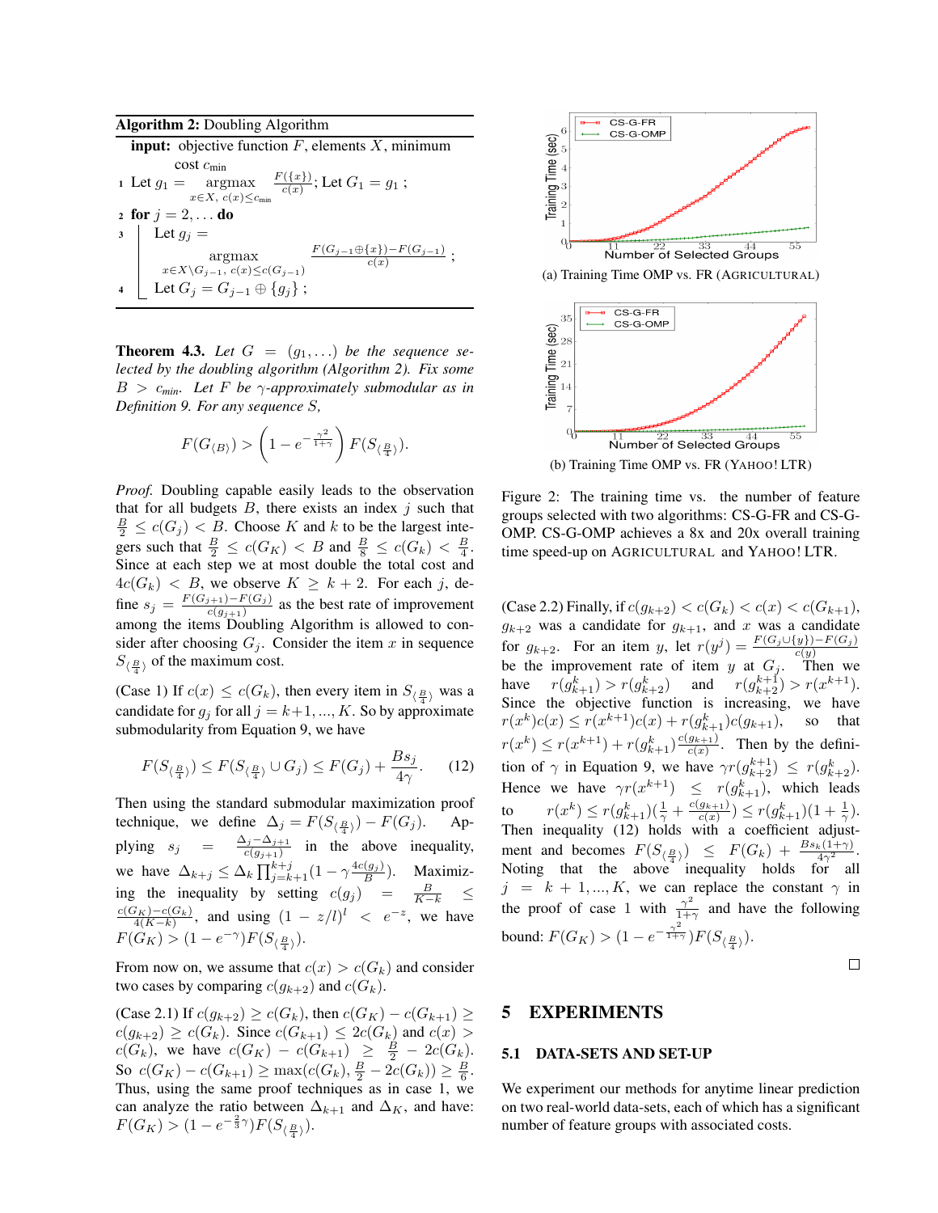**Algorithm 2:** Doubling Algorithm

**input:** objective function $F$, elements $X$, minimum cost $c_{\min}$

1. Let $g_1 = \operatorname*{argmax}_{x \in X,\, c(x) \le c_{\min}} \frac{F(\{x\})}{c(x)}$; Let $G_1 = g_1$ ;
2. **for** $j = 2, \ldots$ **do**
3. Let $g_j = \operatorname*{argmax}_{x \in X \setminus G_{j-1},\, c(x) \le c(G_{j-1})} \frac{F(G_{j-1} \oplus \{x\}) - F(G_{j-1})}{c(x)}$ ;
4. Let $G_j = G_{j-1} \oplus \{g_j\}$ ;

**Theorem 4.3.** *Let $G = (g_1, \ldots)$ be the sequence selected by the doubling algorithm (Algorithm 2). Fix some $B > c_{min}$. Let $F$ be $\gamma$-approximately submodular as in Definition 9. For any sequence $S$,*

$$F(G_{\langle B \rangle}) > \left(1 - e^{-\frac{\gamma^2}{1+\gamma}}\right) F(S_{\langle \frac{B}{4} \rangle}).$$

*Proof.* Doubling capable easily leads to the observation that for all budgets $B$, there exists an index $j$ such that $\frac{B}{2} \le c(G_j) < B$. Choose $K$ and $k$ to be the largest integers such that $\frac{B}{2} \le c(G_K) < B$ and $\frac{B}{8} \le c(G_k) < \frac{B}{4}$. Since at each step we at most double the total cost and $4c(G_k) < B$, we observe $K \ge k + 2$. For each $j$, define $s_j = \frac{F(G_{j+1}) - F(G_j)}{c(g_{j+1})}$ as the best rate of improvement among the items Doubling Algorithm is allowed to consider after choosing $G_j$. Consider the item $x$ in sequence $S_{\langle \frac{B}{4} \rangle}$ of the maximum cost.

(Case 1) If $c(x) \le c(G_k)$, then every item in $S_{\langle \frac{B}{4} \rangle}$ was a candidate for $g_j$ for all $j = k+1, ..., K$. So by approximate submodularity from Equation 9, we have

$$F(S_{\langle \frac{B}{4} \rangle}) \le F(S_{\langle \frac{B}{4} \rangle} \cup G_j) \le F(G_j) + \frac{B s_j}{4\gamma}. \tag{12}$$

Then using the standard submodular maximization proof technique, we define $\Delta_j = F(S_{\langle \frac{B}{4} \rangle}) - F(G_j)$. Applying $s_j = \frac{\Delta_j - \Delta_{j+1}}{c(g_{j+1})}$ in the above inequality, we have $\Delta_{k+j} \le \Delta_k \prod_{j=k+1}^{k+j} (1 - \gamma \frac{4c(g_j)}{B})$. Maximizing the inequality by setting $c(g_j) = \frac{B}{K-k} \le \frac{c(G_K) - c(G_k)}{4(K-k)}$, and using $(1 - z/l)^l < e^{-z}$, we have $F(G_K) > (1 - e^{-\gamma}) F(S_{\langle \frac{B}{4} \rangle})$.

From now on, we assume that $c(x) > c(G_k)$ and consider two cases by comparing $c(g_{k+2})$ and $c(G_k)$.

(Case 2.1) If $c(g_{k+2}) \ge c(G_k)$, then $c(G_K) - c(G_{k+1}) \ge c(g_{k+2}) \ge c(G_k)$. Since $c(G_{k+1}) \le 2c(G_k)$ and $c(x) > c(G_k)$, we have $c(G_K) - c(G_{k+1}) \ge \frac{B}{2} - 2c(G_k)$. So $c(G_K) - c(G_{k+1}) \ge \max(c(G_k), \frac{B}{2} - 2c(G_k)) \ge \frac{B}{6}$. Thus, using the same proof techniques as in case 1, we can analyze the ratio between $\Delta_{k+1}$ and $\Delta_K$, and have: $F(G_K) > (1 - e^{-\frac{2}{3}\gamma}) F(S_{\langle \frac{B}{4} \rangle})$.

(Case 2.2) Finally, if $c(g_{k+2}) < c(G_k) < c(x) < c(G_{k+1})$, $g_{k+2}$ was a candidate for $g_{k+1}$, and $x$ was a candidate for $g_{k+2}$. For an item $y$, let $r(y^j) = \frac{F(G_j \cup \{y\}) - F(G_j)}{c(y)}$ be the improvement rate of item $y$ at $G_j$. Then we have $r(g^k_{k+1}) > r(g^k_{k+2})$ and $r(g^{k+1}_{k+2}) > r(x^{k+1})$. Since the objective function is increasing, we have $r(x^k)c(x) \le r(x^{k+1})c(x) + r(g^k_{k+1})c(g_{k+1})$, so that $r(x^k) \le r(x^{k+1}) + r(g^k_{k+1}) \frac{c(g_{k+1})}{c(x)}$. Then by the definition of $\gamma$ in Equation 9, we have $\gamma r(g^{k+1}_{k+2}) \le r(g^k_{k+2})$. Hence we have $\gamma r(x^{k+1}) \le r(g^k_{k+1})$, which leads to $r(x^k) \le r(g^k_{k+1})(\frac{1}{\gamma} + \frac{c(g_{k+1})}{c(x)}) \le r(g^k_{k+1})(1 + \frac{1}{\gamma})$. Then inequality (12) holds with a coefficient adjustment and becomes $F(S_{\langle \frac{B}{4} \rangle}) \le F(G_k) + \frac{B s_k (1+\gamma)}{4\gamma^2}$. Noting that the above inequality holds for all $j = k+1, ..., K$, we can replace the constant $\gamma$ in the proof of case 1 with $\frac{\gamma^2}{1+\gamma}$ and have the following bound: $F(G_K) > (1 - e^{-\frac{\gamma^2}{1+\gamma}}) F(S_{\langle \frac{B}{4} \rangle})$. □

(a) Training Time OMP vs. FR (AGRICULTURAL)

(b) Training Time OMP vs. FR (YAHOO! LTR)

Figure 2: The training time vs. the number of feature groups selected with two algorithms: CS-G-FR and CS-G-OMP. CS-G-OMP achieves a 8x and 20x overall training time speed-up on AGRICULTURAL and YAHOO! LTR.

## 5 EXPERIMENTS

### 5.1 DATA-SETS AND SET-UP

We experiment our methods for anytime linear prediction on two real-world data-sets, each of which has a significant number of feature groups with associated costs.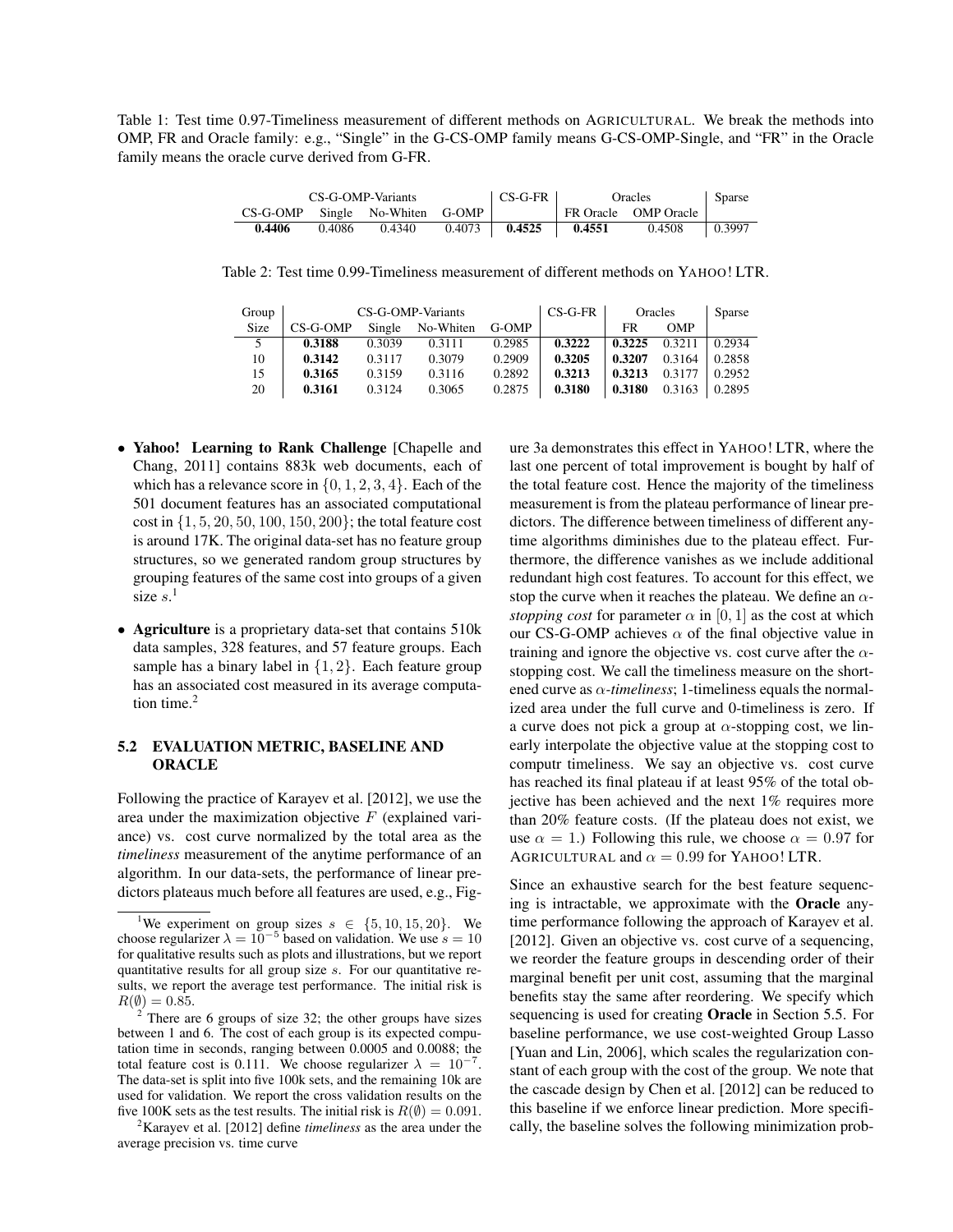Table 1: Test time 0.97-Timeliness measurement of different methods on AGRICULTURAL. We break the methods into OMP, FR and Oracle family: e.g., "Single" in the G-CS-OMP family means G-CS-OMP-Single, and "FR" in the Oracle family means the oracle curve derived from G-FR.

| CS-G-OMP-Variants | | | | CS-G-FR | Oracles | | Sparse |
|---|---|---|---|---|---|---|---|
| CS-G-OMP | Single | No-Whiten | G-OMP | | FR Oracle | OMP Oracle | |
| **0.4406** | 0.4086 | 0.4340 | 0.4073 | **0.4525** | **0.4551** | 0.4508 | 0.3997 |

Table 2: Test time 0.99-Timeliness measurement of different methods on YAHOO! LTR.

| Group | CS-G-OMP-Variants | | | | CS-G-FR | Oracles | | Sparse |
|---|---|---|---|---|---|---|---|---|
| Size | CS-G-OMP | Single | No-Whiten | G-OMP | | FR | OMP | |
| 5 | **0.3188** | 0.3039 | 0.3111 | 0.2985 | **0.3222** | **0.3225** | 0.3211 | 0.2934 |
| 10 | **0.3142** | 0.3117 | 0.3079 | 0.2909 | **0.3205** | **0.3207** | 0.3164 | 0.2858 |
| 15 | **0.3165** | 0.3159 | 0.3116 | 0.2892 | **0.3213** | **0.3213** | 0.3177 | 0.2952 |
| 20 | **0.3161** | 0.3124 | 0.3065 | 0.2875 | **0.3180** | **0.3180** | 0.3163 | 0.2895 |

- **Yahoo! Learning to Rank Challenge** [Chapelle and Chang, 2011] contains 883k web documents, each of which has a relevance score in $\{0, 1, 2, 3, 4\}$. Each of the 501 document features has an associated computational cost in $\{1, 5, 20, 50, 100, 150, 200\}$; the total feature cost is around 17K. The original data-set has no feature group structures, so we generated random group structures by grouping features of the same cost into groups of a given size $s$.[1]
- **Agriculture** is a proprietary data-set that contains 510k data samples, 328 features, and 57 feature groups. Each sample has a binary label in $\{1, 2\}$. Each feature group has an associated cost measured in its average computation time.[2]

### 5.2 EVALUATION METRIC, BASELINE AND ORACLE

Following the practice of Karayev et al. [2012], we use the area under the maximization objective $F$ (explained variance) vs. cost curve normalized by the total area as the *timeliness* measurement of the anytime performance of an algorithm. In our data-sets, the performance of linear predictors plateaus much before all features are used, e.g., Figure 3a demonstrates this effect in YAHOO! LTR, where the last one percent of total improvement is bought by half of the total feature cost. Hence the majority of the timeliness measurement is from the plateau performance of linear predictors. The difference between timeliness of different anytime algorithms diminishes due to the plateau effect. Furthermore, the difference vanishes as we include additional redundant high cost features. To account for this effect, we stop the curve when it reaches the plateau. We define an $\alpha$-*stopping cost* for parameter $\alpha$ in $[0, 1]$ as the cost at which our CS-G-OMP achieves $\alpha$ of the final objective value in training and ignore the objective vs. cost curve after the $\alpha$-stopping cost. We call the timeliness measure on the shortened curve as $\alpha$-*timeliness*; 1-timeliness equals the normalized area under the full curve and 0-timeliness is zero. If a curve does not pick a group at $\alpha$-stopping cost, we linearly interpolate the objective value at the stopping cost to computr timeliness. We say an objective vs. cost curve has reached its final plateau if at least 95% of the total objective has been achieved and the next 1% requires more than 20% feature costs. (If the plateau does not exist, we use $\alpha = 1$.) Following this rule, we choose $\alpha = 0.97$ for AGRICULTURAL and $\alpha = 0.99$ for YAHOO! LTR.

Since an exhaustive search for the best feature sequencing is intractable, we approximate with the **Oracle** anytime performance following the approach of Karayev et al. [2012]. Given an objective vs. cost curve of a sequencing, we reorder the feature groups in descending order of their marginal benefit per unit cost, assuming that the marginal benefits stay the same after reordering. We specify which sequencing is used for creating **Oracle** in Section 5.5. For baseline performance, we use cost-weighted Group Lasso [Yuan and Lin, 2006], which scales the regularization constant of each group with the cost of the group. We note that the cascade design by Chen et al. [2012] can be reduced to this baseline if we enforce linear prediction. More specifically, the baseline solves the following minimization prob-

[1] We experiment on group sizes $s \in \{5, 10, 15, 20\}$. We choose regularizer $\lambda = 10^{-5}$ based on validation. We use $s = 10$ for qualitative results such as plots and illustrations, but we report quantitative results for all group size $s$. For our quantitative results, we report the average test performance. The initial risk is $R(\emptyset) = 0.85$.

[2] There are 6 groups of size 32; the other groups have sizes between 1 and 6. The cost of each group is its expected computation time in seconds, ranging between 0.0005 and 0.0088; the total feature cost is 0.111. We choose regularizer $\lambda = 10^{-7}$. The data-set is split into five 100k sets, and the remaining 10k are used for validation. We report the cross validation results on the five 100K sets as the test results. The initial risk is $R(\emptyset) = 0.091$.

[2] Karayev et al. [2012] define *timeliness* as the area under the average precision vs. time curve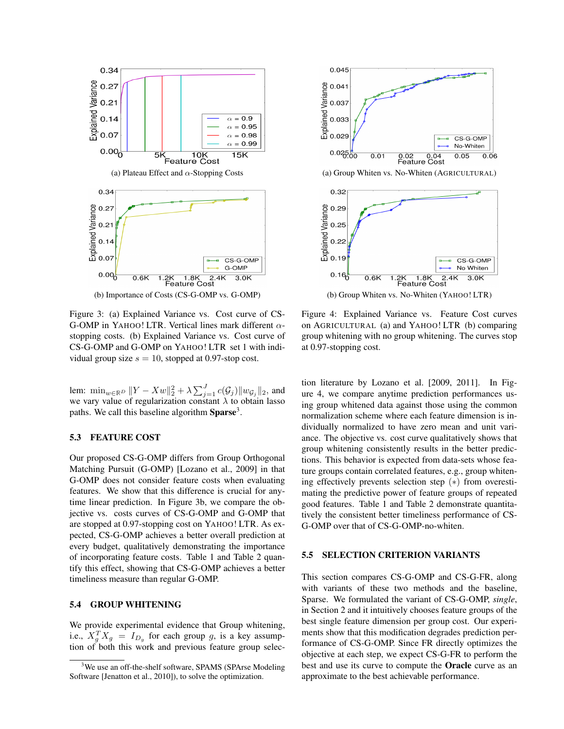(a) Plateau Effect and $\alpha$-Stopping Costs

(b) Importance of Costs (CS-G-OMP vs. G-OMP)

Figure 3: (a) Explained Variance vs. Cost curve of CS-G-OMP in YAHOO! LTR. Vertical lines mark different $\alpha$-stopping costs. (b) Explained Variance vs. Cost curve of CS-G-OMP and G-OMP on YAHOO! LTR set 1 with individual group size $s = 10$, stopped at 0.97-stop cost.

(a) Group Whiten vs. No-Whiten (AGRICULTURAL)

(b) Group Whiten vs. No-Whiten (YAHOO! LTR)

Figure 4: Explained Variance vs. Feature Cost curves on AGRICULTURAL (a) and YAHOO! LTR (b) comparing group whitening with no group whitening. The curves stop at 0.97-stopping cost.

lem: $\min_{w \in \mathbb{R}^D} \|Y - Xw\|_2^2 + \lambda \sum_{j=1}^{J} c(\mathcal{G}_j)\|w_{\mathcal{G}_j}\|_2$, and we vary value of regularization constant $\lambda$ to obtain lasso paths. We call this baseline algorithm **Sparse**[3].

### 5.3 FEATURE COST

Our proposed CS-G-OMP differs from Group Orthogonal Matching Pursuit (G-OMP) [Lozano et al., 2009] in that G-OMP does not consider feature costs when evaluating features. We show that this difference is crucial for anytime linear prediction. In Figure 3b, we compare the objective vs. costs curves of CS-G-OMP and G-OMP that are stopped at 0.97-stopping cost on YAHOO! LTR. As expected, CS-G-OMP achieves a better overall prediction at every budget, qualitatively demonstrating the importance of incorporating feature costs. Table 1 and Table 2 quantify this effect, showing that CS-G-OMP achieves a better timeliness measure than regular G-OMP.

### 5.4 GROUP WHITENING

We provide experimental evidence that Group whitening, i.e., $X_g^T X_g = I_{D_g}$ for each group $g$, is a key assumption of both this work and previous feature group selection literature by Lozano et al. [2009, 2011]. In Figure 4, we compare anytime prediction performances using group whitened data against those using the common normalization scheme where each feature dimension is individually normalized to have zero mean and unit variance. The objective vs. cost curve qualitatively shows that group whitening consistently results in the better predictions. This behavior is expected from data-sets whose feature groups contain correlated features, e.g., group whitening effectively prevents selection step $(*)$ from overestimating the predictive power of feature groups of repeated good features. Table 1 and Table 2 demonstrate quantitatively the consistent better timeliness performance of CS-G-OMP over that of CS-G-OMP-no-whiten.

### 5.5 SELECTION CRITERION VARIANTS

This section compares CS-G-OMP and CS-G-FR, along with variants of these two methods and the baseline, Sparse. We formulated the variant of CS-G-OMP, *single*, in Section 2 and it intuitively chooses feature groups of the best single feature dimension per group cost. Our experiments show that this modification degrades prediction performance of CS-G-OMP. Since FR directly optimizes the objective at each step, we expect CS-G-FR to perform the best and use its curve to compute the **Oracle** curve as an approximate to the best achievable performance.

[3] We use an off-the-shelf software, SPAMS (SPArse Modeling Software [Jenatton et al., 2010]), to solve the optimization.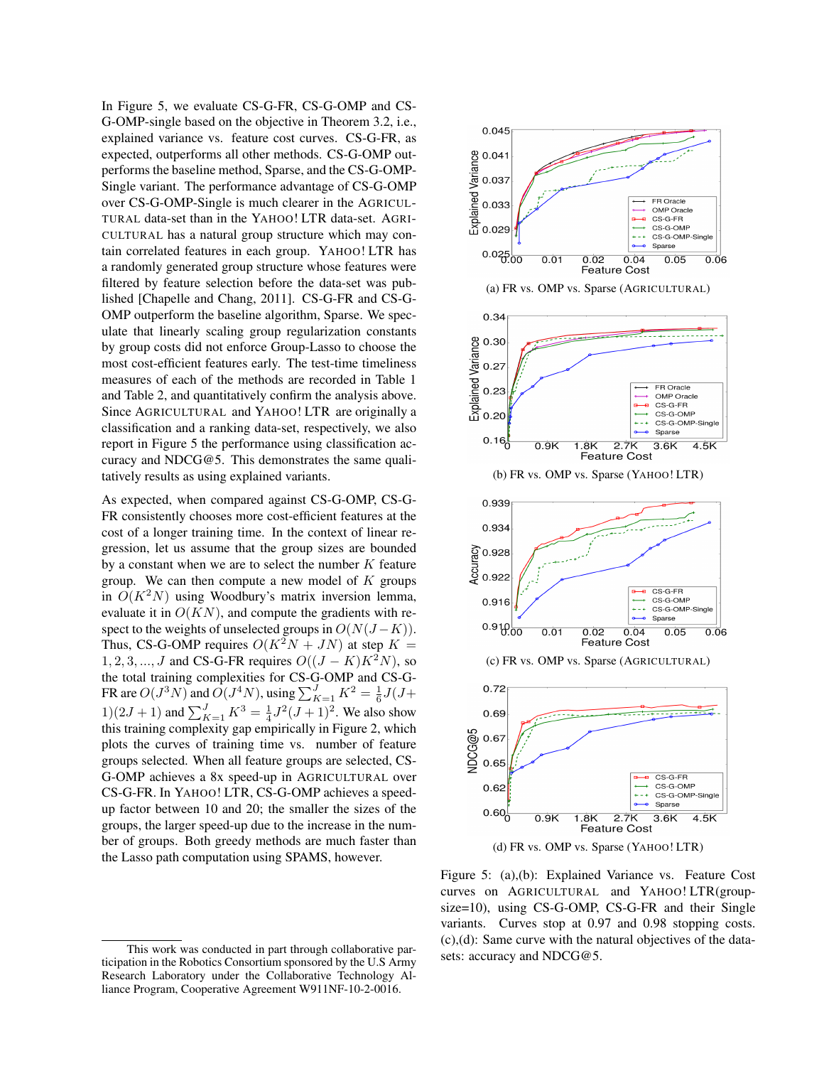In Figure 5, we evaluate CS-G-FR, CS-G-OMP and CS-G-OMP-single based on the objective in Theorem 3.2, i.e., explained variance vs. feature cost curves. CS-G-FR, as expected, outperforms all other methods. CS-G-OMP outperforms the baseline method, Sparse, and the CS-G-OMP-Single variant. The performance advantage of CS-G-OMP over CS-G-OMP-Single is much clearer in the AGRICULTURAL data-set than in the YAHOO! LTR data-set. AGRICULTURAL has a natural group structure which may contain correlated features in each group. YAHOO! LTR has a randomly generated group structure whose features were filtered by feature selection before the data-set was published [Chapelle and Chang, 2011]. CS-G-FR and CS-G-OMP outperform the baseline algorithm, Sparse. We speculate that linearly scaling group regularization constants by group costs did not enforce Group-Lasso to choose the most cost-efficient features early. The test-time timeliness measures of each of the methods are recorded in Table 1 and Table 2, and quantitatively confirm the analysis above. Since AGRICULTURAL and YAHOO! LTR are originally a classification and a ranking data-set, respectively, we also report in Figure 5 the performance using classification accuracy and NDCG@5. This demonstrates the same qualitatively results as using explained variants.

As expected, when compared against CS-G-OMP, CS-G-FR consistently chooses more cost-efficient features at the cost of a longer training time. In the context of linear regression, let us assume that the group sizes are bounded by a constant when we are to select the number $K$ feature group. We can then compute a new model of $K$ groups in $O(K^2N)$ using Woodbury's matrix inversion lemma, evaluate it in $O(KN)$, and compute the gradients with respect to the weights of unselected groups in $O(N(J-K))$. Thus, CS-G-OMP requires $O(K^2N + JN)$ at step $K = 1, 2, 3, ..., J$ and CS-G-FR requires $O((J-K)K^2N)$, so the total training complexities for CS-G-OMP and CS-G-FR are $O(J^3N)$ and $O(J^4N)$, using $\sum_{K=1}^{J} K^2 = \frac{1}{6}J(J+1)(2J+1)$ and $\sum_{K=1}^{J} K^3 = \frac{1}{4}J^2(J+1)^2$. We also show this training complexity gap empirically in Figure 2, which plots the curves of training time vs. number of feature groups selected. When all feature groups are selected, CS-G-OMP achieves a 8x speed-up in AGRICULTURAL over CS-G-FR. In YAHOO! LTR, CS-G-OMP achieves a speed-up factor between 10 and 20; the smaller the sizes of the groups, the larger speed-up due to the increase in the number of groups. Both greedy methods are much faster than the Lasso path computation using SPAMS, however.

(a) FR vs. OMP vs. Sparse (AGRICULTURAL)

(b) FR vs. OMP vs. Sparse (YAHOO! LTR)

(c) FR vs. OMP vs. Sparse (AGRICULTURAL)

(d) FR vs. OMP vs. Sparse (YAHOO! LTR)

Figure 5: (a),(b): Explained Variance vs. Feature Cost curves on AGRICULTURAL and YAHOO! LTR(group-size=10), using CS-G-OMP, CS-G-FR and their Single variants. Curves stop at 0.97 and 0.98 stopping costs. (c),(d): Same curve with the natural objectives of the data-sets: accuracy and NDCG@5.

This work was conducted in part through collaborative participation in the Robotics Consortium sponsored by the U.S Army Research Laboratory under the Collaborative Technology Alliance Program, Cooperative Agreement W911NF-10-2-0016.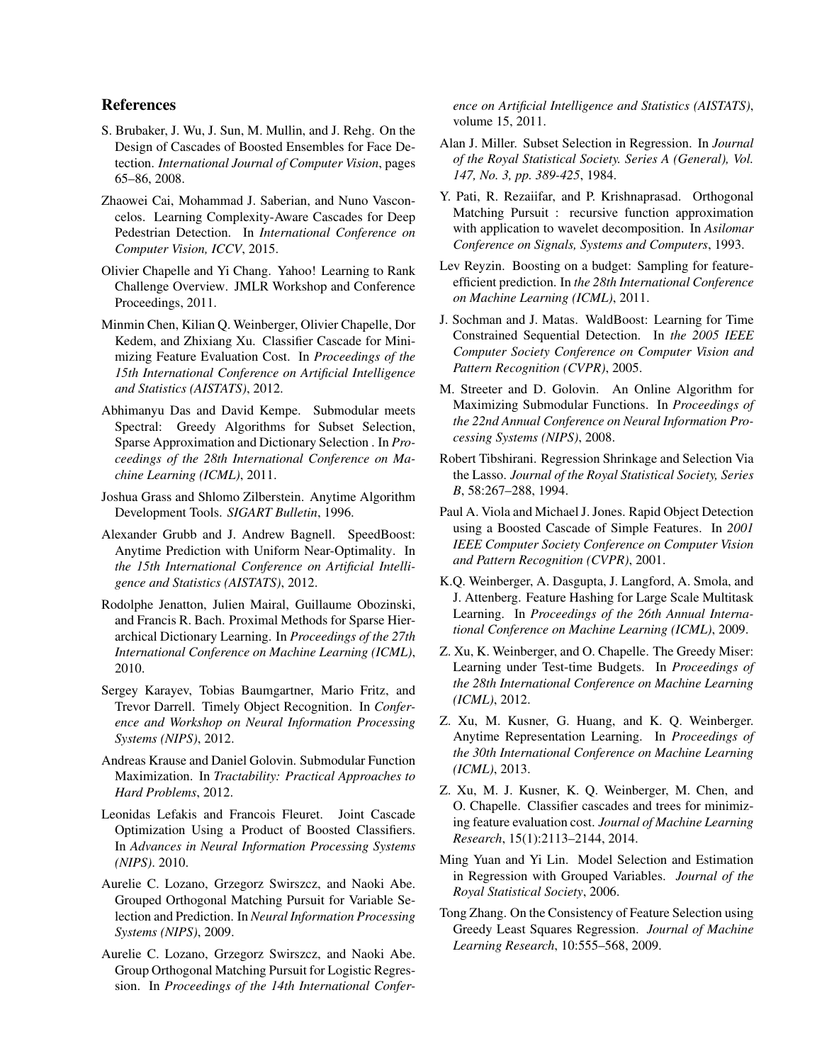## References

S. Brubaker, J. Wu, J. Sun, M. Mullin, and J. Rehg. On the Design of Cascades of Boosted Ensembles for Face Detection. *International Journal of Computer Vision*, pages 65–86, 2008.

Zhaowei Cai, Mohammad J. Saberian, and Nuno Vasconcelos. Learning Complexity-Aware Cascades for Deep Pedestrian Detection. In *International Conference on Computer Vision, ICCV*, 2015.

Olivier Chapelle and Yi Chang. Yahoo! Learning to Rank Challenge Overview. JMLR Workshop and Conference Proceedings, 2011.

Minmin Chen, Kilian Q. Weinberger, Olivier Chapelle, Dor Kedem, and Zhixiang Xu. Classifier Cascade for Minimizing Feature Evaluation Cost. In *Proceedings of the 15th International Conference on Artificial Intelligence and Statistics (AISTATS)*, 2012.

Abhimanyu Das and David Kempe. Submodular meets Spectral: Greedy Algorithms for Subset Selection, Sparse Approximation and Dictionary Selection . In *Proceedings of the 28th International Conference on Machine Learning (ICML)*, 2011.

Joshua Grass and Shlomo Zilberstein. Anytime Algorithm Development Tools. *SIGART Bulletin*, 1996.

Alexander Grubb and J. Andrew Bagnell. SpeedBoost: Anytime Prediction with Uniform Near-Optimality. In *the 15th International Conference on Artificial Intelligence and Statistics (AISTATS)*, 2012.

Rodolphe Jenatton, Julien Mairal, Guillaume Obozinski, and Francis R. Bach. Proximal Methods for Sparse Hierarchical Dictionary Learning. In *Proceedings of the 27th International Conference on Machine Learning (ICML)*, 2010.

Sergey Karayev, Tobias Baumgartner, Mario Fritz, and Trevor Darrell. Timely Object Recognition. In *Conference and Workshop on Neural Information Processing Systems (NIPS)*, 2012.

Andreas Krause and Daniel Golovin. Submodular Function Maximization. In *Tractability: Practical Approaches to Hard Problems*, 2012.

Leonidas Lefakis and Francois Fleuret. Joint Cascade Optimization Using a Product of Boosted Classifiers. In *Advances in Neural Information Processing Systems (NIPS)*. 2010.

Aurelie C. Lozano, Grzegorz Swirszcz, and Naoki Abe. Grouped Orthogonal Matching Pursuit for Variable Selection and Prediction. In *Neural Information Processing Systems (NIPS)*, 2009.

Aurelie C. Lozano, Grzegorz Swirszcz, and Naoki Abe. Group Orthogonal Matching Pursuit for Logistic Regression. In *Proceedings of the 14th International Conference on Artificial Intelligence and Statistics (AISTATS)*, volume 15, 2011.

Alan J. Miller. Subset Selection in Regression. In *Journal of the Royal Statistical Society. Series A (General), Vol. 147, No. 3, pp. 389-425*, 1984.

Y. Pati, R. Rezaiifar, and P. Krishnaprasad. Orthogonal Matching Pursuit : recursive function approximation with application to wavelet decomposition. In *Asilomar Conference on Signals, Systems and Computers*, 1993.

Lev Reyzin. Boosting on a budget: Sampling for feature-efficient prediction. In *the 28th International Conference on Machine Learning (ICML)*, 2011.

J. Sochman and J. Matas. WaldBoost: Learning for Time Constrained Sequential Detection. In *the 2005 IEEE Computer Society Conference on Computer Vision and Pattern Recognition (CVPR)*, 2005.

M. Streeter and D. Golovin. An Online Algorithm for Maximizing Submodular Functions. In *Proceedings of the 22nd Annual Conference on Neural Information Processing Systems (NIPS)*, 2008.

Robert Tibshirani. Regression Shrinkage and Selection Via the Lasso. *Journal of the Royal Statistical Society, Series B*, 58:267–288, 1994.

Paul A. Viola and Michael J. Jones. Rapid Object Detection using a Boosted Cascade of Simple Features. In *2001 IEEE Computer Society Conference on Computer Vision and Pattern Recognition (CVPR)*, 2001.

K.Q. Weinberger, A. Dasgupta, J. Langford, A. Smola, and J. Attenberg. Feature Hashing for Large Scale Multitask Learning. In *Proceedings of the 26th Annual International Conference on Machine Learning (ICML)*, 2009.

Z. Xu, K. Weinberger, and O. Chapelle. The Greedy Miser: Learning under Test-time Budgets. In *Proceedings of the 28th International Conference on Machine Learning (ICML)*, 2012.

Z. Xu, M. Kusner, G. Huang, and K. Q. Weinberger. Anytime Representation Learning. In *Proceedings of the 30th International Conference on Machine Learning (ICML)*, 2013.

Z. Xu, M. J. Kusner, K. Q. Weinberger, M. Chen, and O. Chapelle. Classifier cascades and trees for minimizing feature evaluation cost. *Journal of Machine Learning Research*, 15(1):2113–2144, 2014.

Ming Yuan and Yi Lin. Model Selection and Estimation in Regression with Grouped Variables. *Journal of the Royal Statistical Society*, 2006.

Tong Zhang. On the Consistency of Feature Selection using Greedy Least Squares Regression. *Journal of Machine Learning Research*, 10:555–568, 2009.